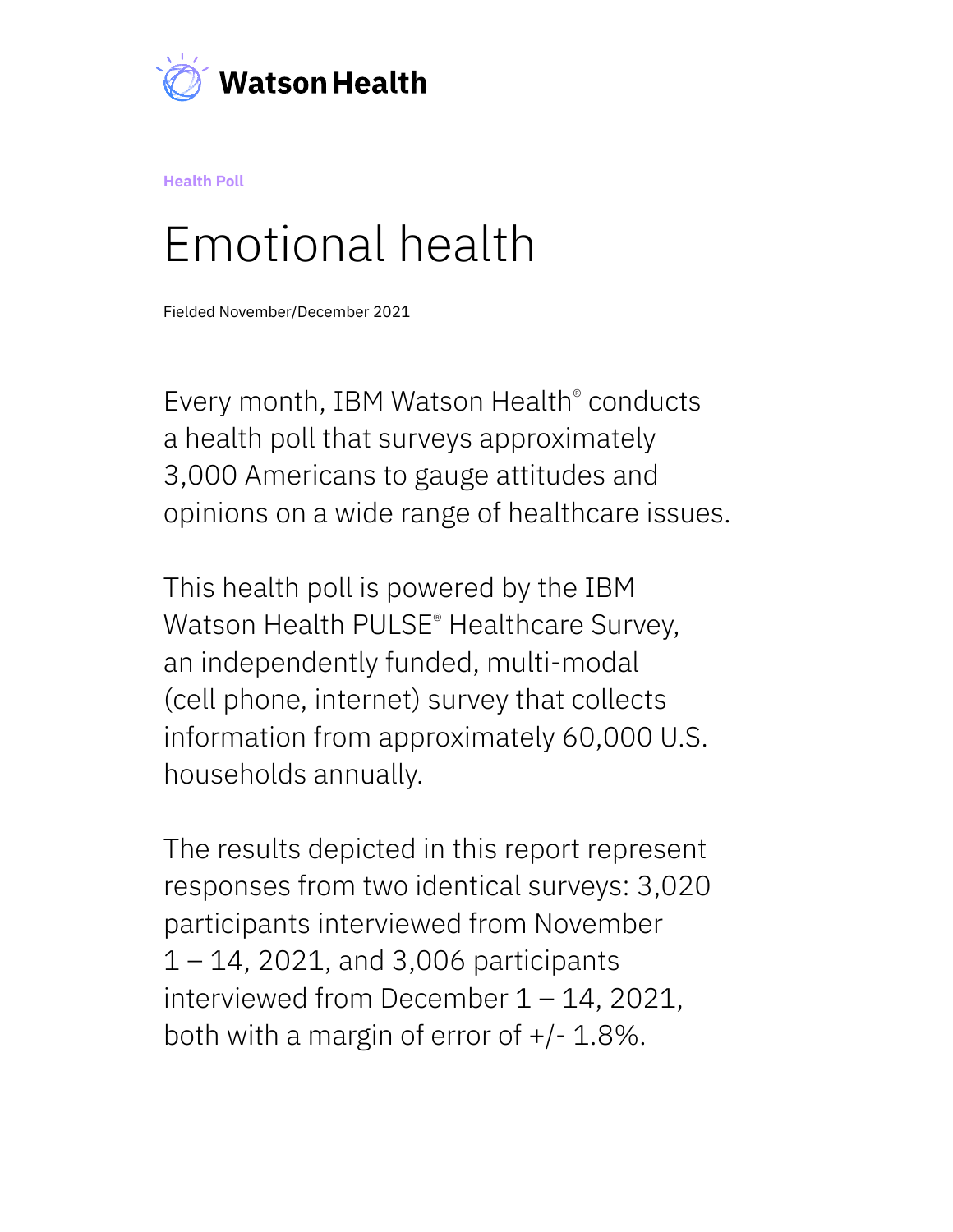**Watson Health**

Health Poll

# Emotional health

Fielded November/December 2021

Every month, IBM Watson Health® conducts a health poll that surveys approximately 3,000 Americans to gauge attitudes and opinions on a wide range of healthcare issues.

This health poll is powered by the IBM Watson Health PULSE® Healthcare Survey, an independently funded, multi-modal (cell phone, internet) survey that collects information from approximately 60,000 U.S. households annually.

The results depicted in this report represent responses from two identical surveys: 3,020 participants interviewed from November 1 – 14, 2021, and 3,006 participants interviewed from December 1 – 14, 2021, both with a margin of error of +/- 1.8%.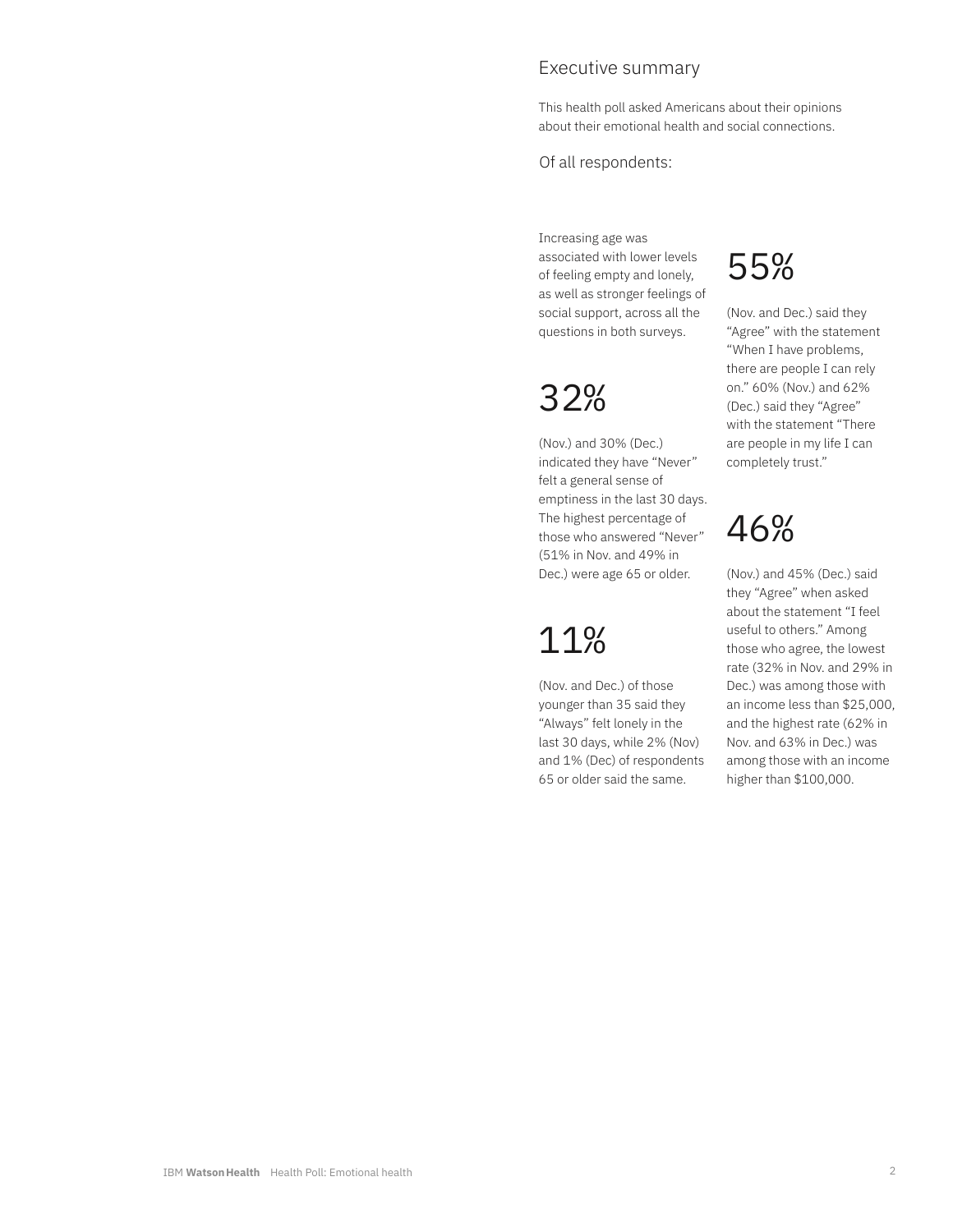## Executive summary

This health poll asked Americans about their opinions about their emotional health and social connections.

Of all respondents:

Increasing age was associated with lower levels of feeling empty and lonely, as well as stronger feelings of social support, across all the questions in both surveys.

### 32%

(Nov.) and 30% (Dec.) indicated they have "Never" felt a general sense of emptiness in the last 30 days. The highest percentage of those who answered "Never" (51% in Nov. and 49% in Dec.) were age 65 or older.

### 11%

(Nov. and Dec.) of those younger than 35 said they "Always" felt lonely in the last 30 days, while 2% (Nov) and 1% (Dec) of respondents 65 or older said the same.

### 55%

(Nov. and Dec.) said they "Agree" with the statement "When I have problems, there are people I can rely on." 60% (Nov.) and 62% (Dec.) said they "Agree" with the statement "There are people in my life I can completely trust."

### 46%

(Nov.) and 45% (Dec.) said they "Agree" when asked about the statement "I feel useful to others." Among those who agree, the lowest rate (32% in Nov. and 29% in Dec.) was among those with an income less than $25,000, and the highest rate (62% in Nov. and 63% in Dec.) was among those with an income higher than $100,000.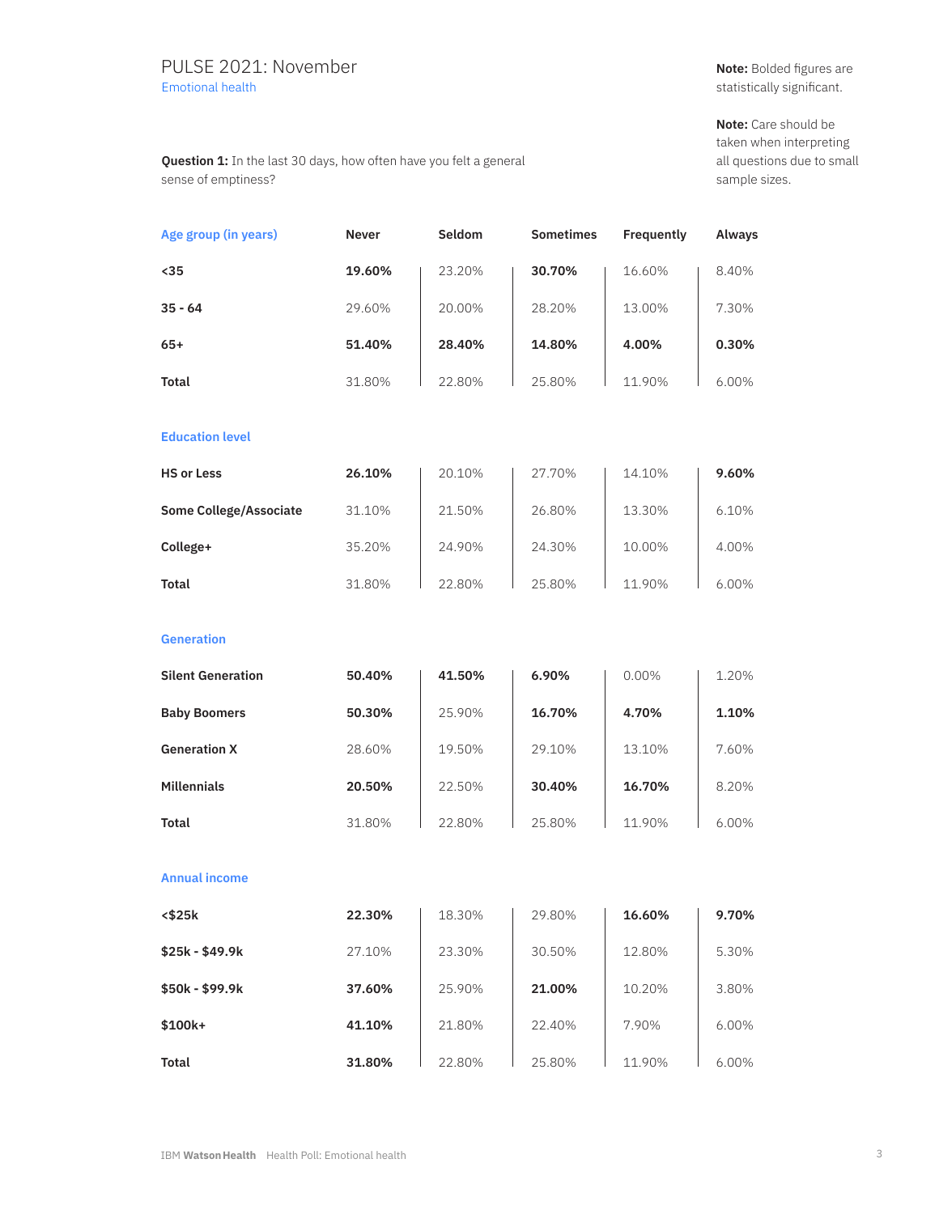# PULSE 2021: November

## Emotional health

**Note:** Bolded figures are statistically significant.

**Note:** Care should be taken when interpreting all questions due to small sample sizes.

**Question 1:** In the last 30 days, how often have you felt a general sense of emptiness?

| Age group (in years) | Never | Seldom | Sometimes | Frequently | Always |
|---|---|---|---|---|---|
| **<35** | **19.60%** | 23.20% | **30.70%** | 16.60% | 8.40% |
| **35 - 64** | 29.60% | 20.00% | 28.20% | 13.00% | 7.30% |
| **65+** | **51.40%** | **28.40%** | **14.80%** | **4.00%** | **0.30%** |
| **Total** | 31.80% | 22.80% | 25.80% | 11.90% | 6.00% |

| Education level | Never | Seldom | Sometimes | Frequently | Always |
|---|---|---|---|---|---|
| **HS or Less** | **26.10%** | 20.10% | 27.70% | 14.10% | **9.60%** |
| **Some College/Associate** | 31.10% | 21.50% | 26.80% | 13.30% | 6.10% |
| **College+** | 35.20% | 24.90% | 24.30% | 10.00% | 4.00% |
| **Total** | 31.80% | 22.80% | 25.80% | 11.90% | 6.00% |

| Generation | Never | Seldom | Sometimes | Frequently | Always |
|---|---|---|---|---|---|
| **Silent Generation** | **50.40%** | **41.50%** | **6.90%** | 0.00% | 1.20% |
| **Baby Boomers** | **50.30%** | 25.90% | **16.70%** | **4.70%** | **1.10%** |
| **Generation X** | 28.60% | 19.50% | 29.10% | 13.10% | 7.60% |
| **Millennials** | **20.50%** | 22.50% | **30.40%** | **16.70%** | 8.20% |
| **Total** | 31.80% | 22.80% | 25.80% | 11.90% | 6.00% |

| Annual income | Never | Seldom | Sometimes | Frequently | Always |
|---|---|---|---|---|---|
| **<$25k** | **22.30%** | 18.30% | 29.80% | **16.60%** | **9.70%** |
| **$25k - $49.9k** | 27.10% | 23.30% | 30.50% | 12.80% | 5.30% |
| **$50k - $99.9k** | **37.60%** | 25.90% | **21.00%** | 10.20% | 3.80% |
| **$100k+** | **41.10%** | 21.80% | 22.40% | 7.90% | 6.00% |
| **Total** | **31.80%** | 22.80% | 25.80% | 11.90% | 6.00% |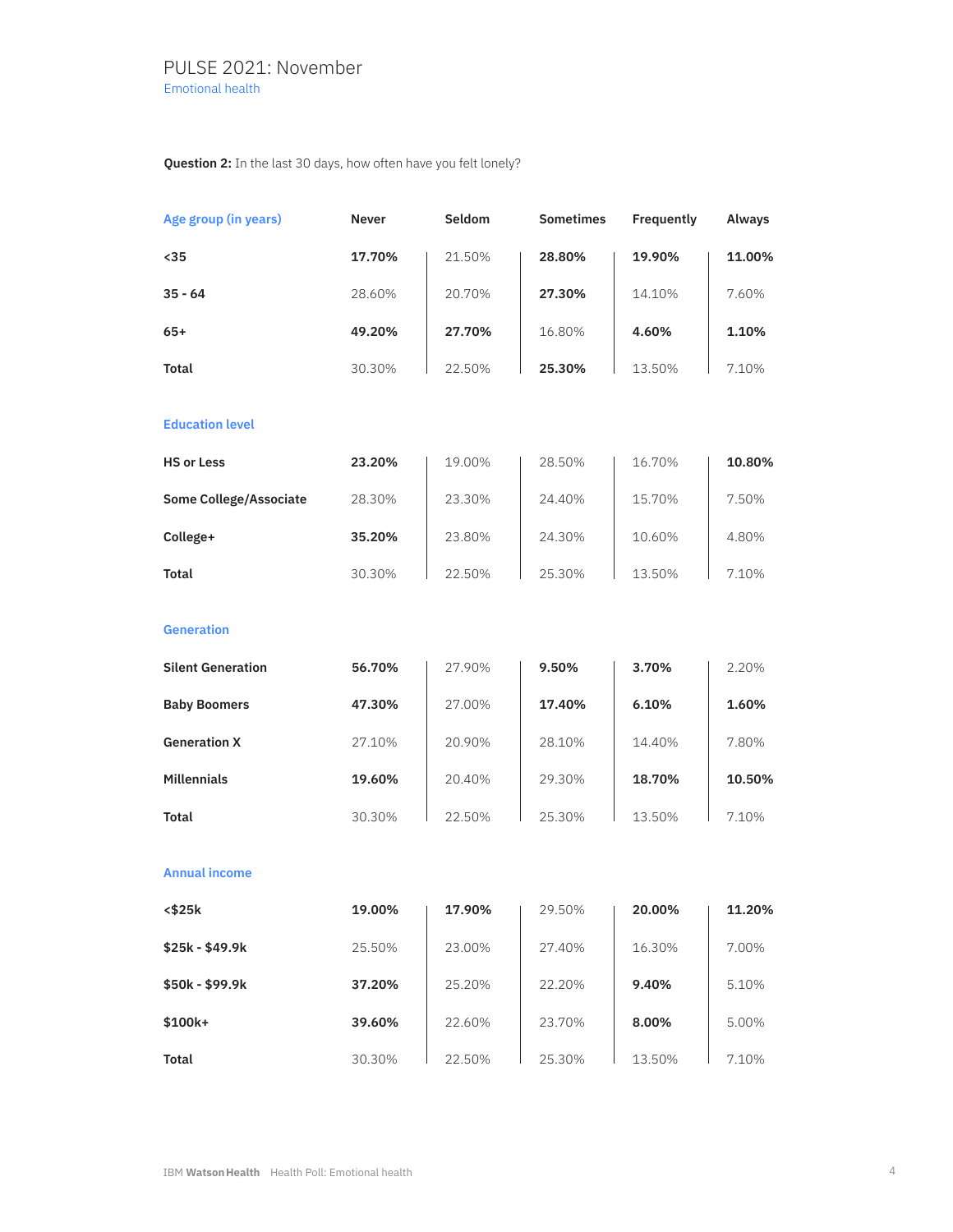# PULSE 2021: November

## Emotional health

**Question 2:** In the last 30 days, how often have you felt lonely?

| Age group (in years) | Never | Seldom | Sometimes | Frequently | Always |
|---|---|---|---|---|---|
| <35 | **17.70%** | 21.50% | **28.80%** | **19.90%** | **11.00%** |
| 35 - 64 | 28.60% | 20.70% | **27.30%** | 14.10% | 7.60% |
| 65+ | **49.20%** | **27.70%** | 16.80% | **4.60%** | **1.10%** |
| Total | 30.30% | 22.50% | **25.30%** | 13.50% | 7.10% |

| Education level | Never | Seldom | Sometimes | Frequently | Always |
|---|---|---|---|---|---|
| HS or Less | **23.20%** | 19.00% | 28.50% | 16.70% | **10.80%** |
| Some College/Associate | 28.30% | 23.30% | 24.40% | 15.70% | 7.50% |
| College+ | **35.20%** | 23.80% | 24.30% | 10.60% | 4.80% |
| Total | 30.30% | 22.50% | 25.30% | 13.50% | 7.10% |

| Generation | Never | Seldom | Sometimes | Frequently | Always |
|---|---|---|---|---|---|
| Silent Generation | **56.70%** | 27.90% | **9.50%** | **3.70%** | 2.20% |
| Baby Boomers | **47.30%** | 27.00% | **17.40%** | **6.10%** | **1.60%** |
| Generation X | 27.10% | 20.90% | 28.10% | 14.40% | 7.80% |
| Millennials | **19.60%** | 20.40% | 29.30% | **18.70%** | **10.50%** |
| Total | 30.30% | 22.50% | 25.30% | 13.50% | 7.10% |

| Annual income | Never | Seldom | Sometimes | Frequently | Always |
|---|---|---|---|---|---|
| <$25k | **19.00%** | **17.90%** | 29.50% | **20.00%** | **11.20%** |
| $25k - $49.9k | 25.50% | 23.00% | 27.40% | 16.30% | 7.00% |
| $50k - $99.9k | **37.20%** | 25.20% | 22.20% | **9.40%** | 5.10% |
| $100k+ | **39.60%** | 22.60% | 23.70% | **8.00%** | 5.00% |
| Total | 30.30% | 22.50% | 25.30% | 13.50% | 7.10% |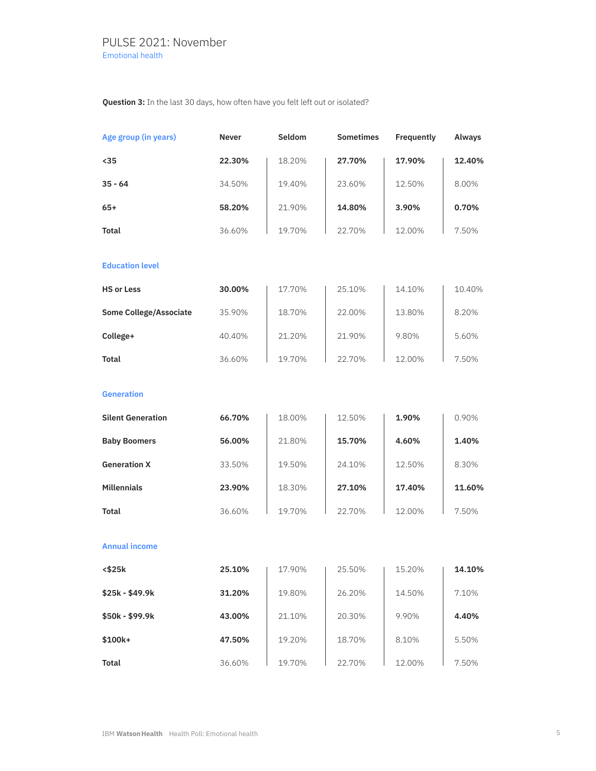# PULSE 2021: November

## Emotional health

**Question 3:** In the last 30 days, how often have you felt left out or isolated?

| Age group (in years) | Never | Seldom | Sometimes | Frequently | Always |
|---|---|---|---|---|---|
| **<35** | **22.30%** | 18.20% | **27.70%** | **17.90%** | **12.40%** |
| **35 - 64** | 34.50% | 19.40% | 23.60% | 12.50% | 8.00% |
| **65+** | **58.20%** | 21.90% | **14.80%** | **3.90%** | **0.70%** |
| **Total** | 36.60% | 19.70% | 22.70% | 12.00% | 7.50% |

| Education level | Never | Seldom | Sometimes | Frequently | Always |
|---|---|---|---|---|---|
| **HS or Less** | **30.00%** | 17.70% | 25.10% | 14.10% | 10.40% |
| **Some College/Associate** | 35.90% | 18.70% | 22.00% | 13.80% | 8.20% |
| **College+** | 40.40% | 21.20% | 21.90% | 9.80% | 5.60% |
| **Total** | 36.60% | 19.70% | 22.70% | 12.00% | 7.50% |

| Generation | Never | Seldom | Sometimes | Frequently | Always |
|---|---|---|---|---|---|
| **Silent Generation** | **66.70%** | 18.00% | 12.50% | **1.90%** | 0.90% |
| **Baby Boomers** | **56.00%** | 21.80% | **15.70%** | **4.60%** | **1.40%** |
| **Generation X** | 33.50% | 19.50% | 24.10% | 12.50% | 8.30% |
| **Millennials** | **23.90%** | 18.30% | **27.10%** | **17.40%** | **11.60%** |
| **Total** | 36.60% | 19.70% | 22.70% | 12.00% | 7.50% |

| Annual income | Never | Seldom | Sometimes | Frequently | Always |
|---|---|---|---|---|---|
| **<$25k** | **25.10%** | 17.90% | 25.50% | 15.20% | **14.10%** |
| **$25k - $49.9k** | **31.20%** | 19.80% | 26.20% | 14.50% | 7.10% |
| **$50k - $99.9k** | **43.00%** | 21.10% | 20.30% | 9.90% | **4.40%** |
| **$100k+** | **47.50%** | 19.20% | 18.70% | 8.10% | 5.50% |
| **Total** | 36.60% | 19.70% | 22.70% | 12.00% | 7.50% |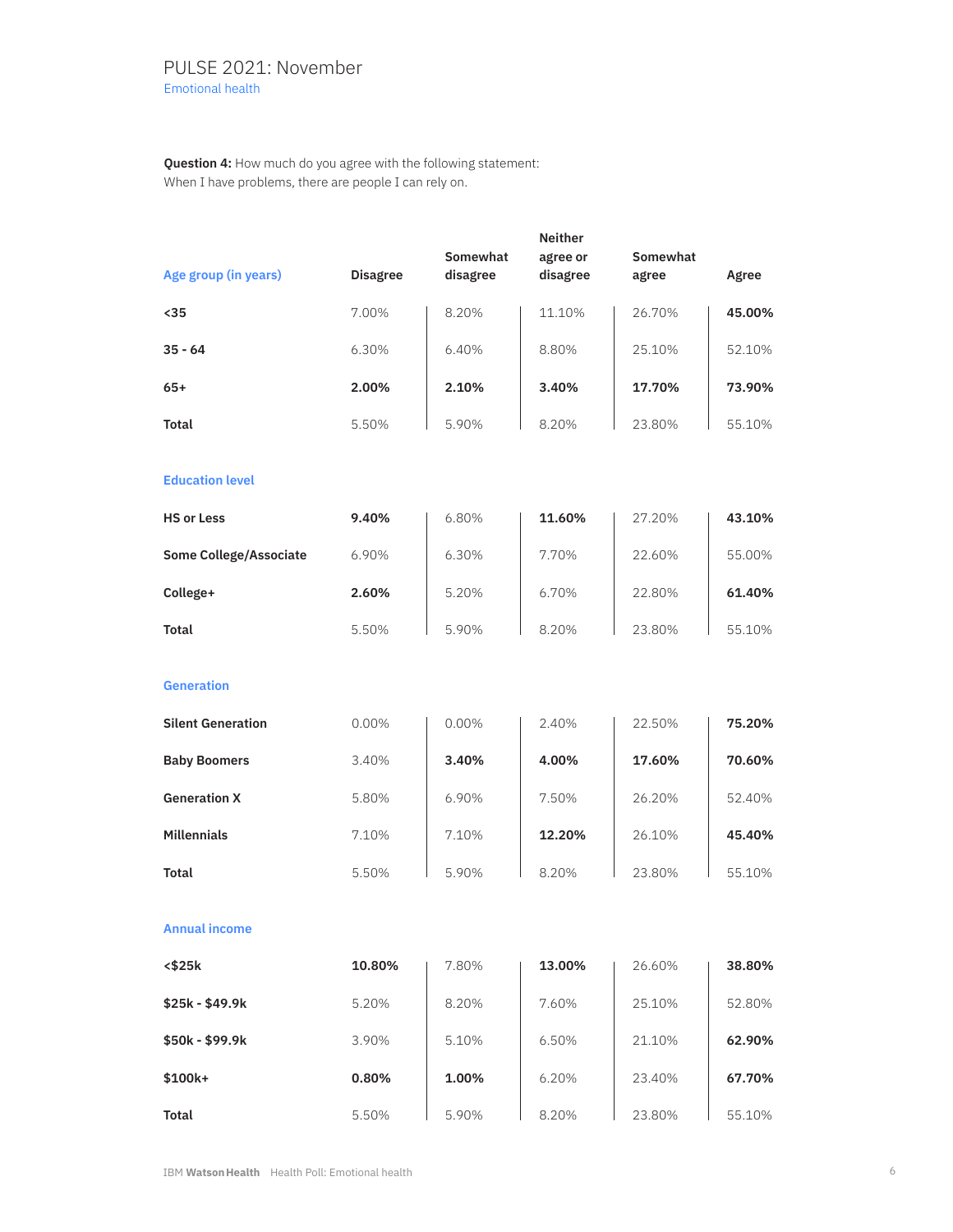# PULSE 2021: November

## Emotional health

**Question 4:** How much do you agree with the following statement:
When I have problems, there are people I can rely on.

| Age group (in years) | Disagree | Somewhat disagree | Neither agree or disagree | Somewhat agree | Agree |
|---|---|---|---|---|---|
| <35 | 7.00% | 8.20% | 11.10% | 26.70% | **45.00%** |
| 35 - 64 | 6.30% | 6.40% | 8.80% | 25.10% | 52.10% |
| 65+ | **2.00%** | **2.10%** | **3.40%** | **17.70%** | **73.90%** |
| Total | 5.50% | 5.90% | 8.20% | 23.80% | 55.10% |

| Education level | Disagree | Somewhat disagree | Neither agree or disagree | Somewhat agree | Agree |
|---|---|---|---|---|---|
| HS or Less | **9.40%** | 6.80% | **11.60%** | 27.20% | **43.10%** |
| Some College/Associate | 6.90% | 6.30% | 7.70% | 22.60% | 55.00% |
| College+ | **2.60%** | 5.20% | 6.70% | 22.80% | **61.40%** |
| Total | 5.50% | 5.90% | 8.20% | 23.80% | 55.10% |

| Generation | Disagree | Somewhat disagree | Neither agree or disagree | Somewhat agree | Agree |
|---|---|---|---|---|---|
| Silent Generation | 0.00% | 0.00% | 2.40% | 22.50% | **75.20%** |
| Baby Boomers | 3.40% | **3.40%** | **4.00%** | **17.60%** | **70.60%** |
| Generation X | 5.80% | 6.90% | 7.50% | 26.20% | 52.40% |
| Millennials | 7.10% | 7.10% | **12.20%** | 26.10% | **45.40%** |
| Total | 5.50% | 5.90% | 8.20% | 23.80% | 55.10% |

| Annual income | Disagree | Somewhat disagree | Neither agree or disagree | Somewhat agree | Agree |
|---|---|---|---|---|---|
| <$25k | **10.80%** | 7.80% | **13.00%** | 26.60% | **38.80%** |
| $25k - $49.9k | 5.20% | 8.20% | 7.60% | 25.10% | 52.80% |
| $50k - $99.9k | 3.90% | 5.10% | 6.50% | 21.10% | **62.90%** |
| $100k+ | **0.80%** | **1.00%** | 6.20% | 23.40% | **67.70%** |
| Total | 5.50% | 5.90% | 8.20% | 23.80% | 55.10% |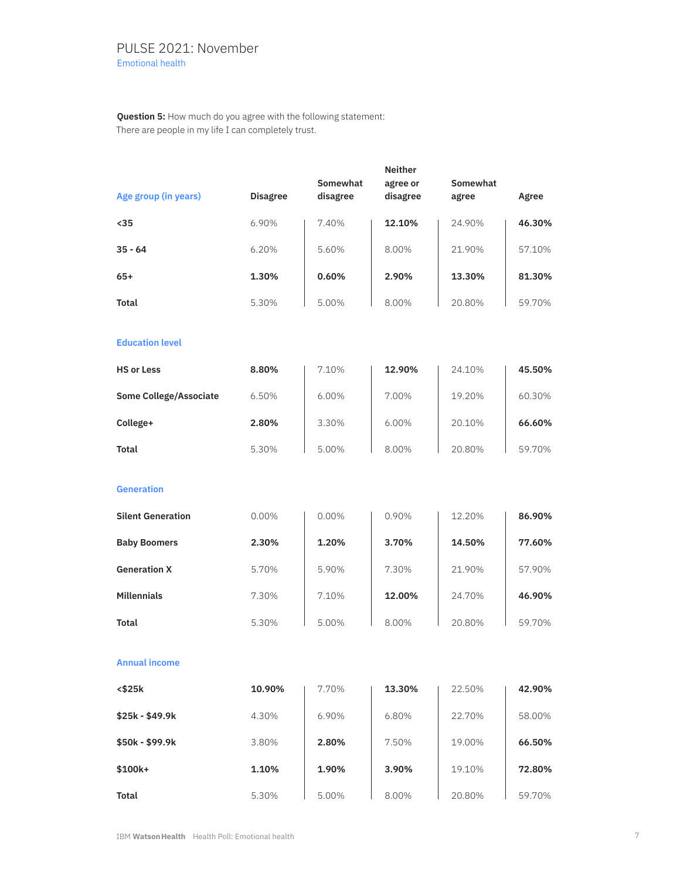# PULSE 2021: November

## Emotional health

**Question 5:** How much do you agree with the following statement:
There are people in my life I can completely trust.

| Age group (in years) | Disagree | Somewhat disagree | Neither agree or disagree | Somewhat agree | Agree |
|---|---|---|---|---|---|
| <35 | 6.90% | 7.40% | **12.10%** | 24.90% | **46.30%** |
| 35 - 64 | 6.20% | 5.60% | 8.00% | 21.90% | 57.10% |
| 65+ | **1.30%** | **0.60%** | **2.90%** | **13.30%** | **81.30%** |
| Total | 5.30% | 5.00% | 8.00% | 20.80% | 59.70% |

| Education level | Disagree | Somewhat disagree | Neither agree or disagree | Somewhat agree | Agree |
|---|---|---|---|---|---|
| HS or Less | **8.80%** | 7.10% | **12.90%** | 24.10% | **45.50%** |
| Some College/Associate | 6.50% | 6.00% | 7.00% | 19.20% | 60.30% |
| College+ | **2.80%** | 3.30% | 6.00% | 20.10% | **66.60%** |
| Total | 5.30% | 5.00% | 8.00% | 20.80% | 59.70% |

| Generation | Disagree | Somewhat disagree | Neither agree or disagree | Somewhat agree | Agree |
|---|---|---|---|---|---|
| Silent Generation | 0.00% | 0.00% | 0.90% | 12.20% | **86.90%** |
| Baby Boomers | **2.30%** | **1.20%** | **3.70%** | **14.50%** | **77.60%** |
| Generation X | 5.70% | 5.90% | 7.30% | 21.90% | 57.90% |
| Millennials | 7.30% | 7.10% | **12.00%** | 24.70% | **46.90%** |
| Total | 5.30% | 5.00% | 8.00% | 20.80% | 59.70% |

| Annual income | Disagree | Somewhat disagree | Neither agree or disagree | Somewhat agree | Agree |
|---|---|---|---|---|---|
| <$25k | **10.90%** | 7.70% | **13.30%** | 22.50% | **42.90%** |
| $25k - $49.9k | 4.30% | 6.90% | 6.80% | 22.70% | 58.00% |
| $50k - $99.9k | 3.80% | **2.80%** | 7.50% | 19.00% | **66.50%** |
| $100k+ | **1.10%** | **1.90%** | **3.90%** | 19.10% | **72.80%** |
| Total | 5.30% | 5.00% | 8.00% | 20.80% | 59.70% |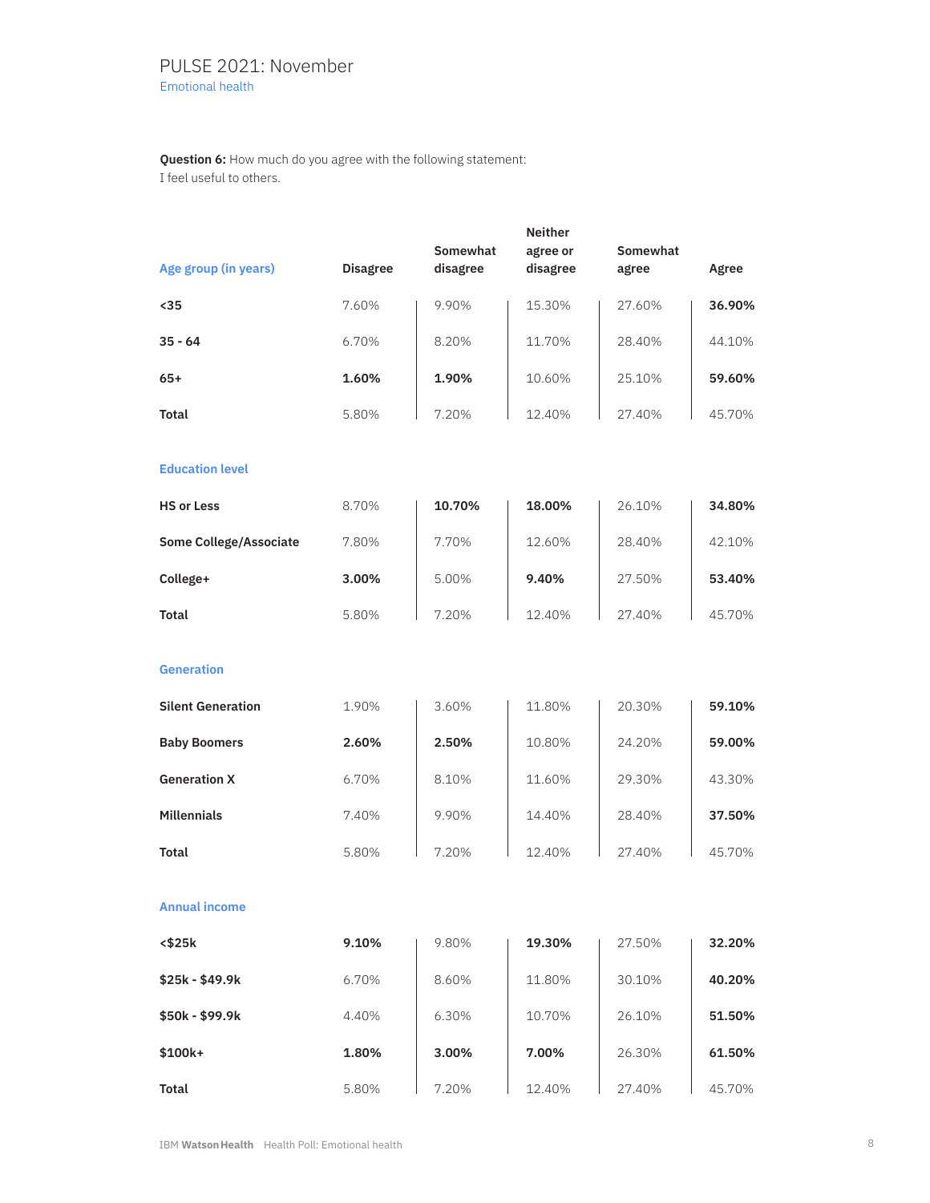# PULSE 2021: November

## Emotional health

**Question 6:** How much do you agree with the following statement:
I feel useful to others.

| Age group (in years) | Disagree | Somewhat disagree | Neither agree or disagree | Somewhat agree | Agree |
|---|---|---|---|---|---|
| **<35** | 7.60% | 9.90% | 15.30% | 27.60% | **36.90%** |
| **35 - 64** | 6.70% | 8.20% | 11.70% | 28.40% | 44.10% |
| **65+** | **1.60%** | **1.90%** | 10.60% | 25.10% | **59.60%** |
| **Total** | 5.80% | 7.20% | 12.40% | 27.40% | 45.70% |

| Education level | Disagree | Somewhat disagree | Neither agree or disagree | Somewhat agree | Agree |
|---|---|---|---|---|---|
| **HS or Less** | 8.70% | **10.70%** | **18.00%** | 26.10% | **34.80%** |
| **Some College/Associate** | 7.80% | 7.70% | 12.60% | 28.40% | 42.10% |
| **College+** | **3.00%** | 5.00% | **9.40%** | 27.50% | **53.40%** |
| **Total** | 5.80% | 7.20% | 12.40% | 27.40% | 45.70% |

| Generation | Disagree | Somewhat disagree | Neither agree or disagree | Somewhat agree | Agree |
|---|---|---|---|---|---|
| **Silent Generation** | 1.90% | 3.60% | 11.80% | 20.30% | **59.10%** |
| **Baby Boomers** | **2.60%** | **2.50%** | 10.80% | 24.20% | **59.00%** |
| **Generation X** | 6.70% | 8.10% | 11.60% | 29.30% | 43.30% |
| **Millennials** | 7.40% | 9.90% | 14.40% | 28.40% | **37.50%** |
| **Total** | 5.80% | 7.20% | 12.40% | 27.40% | 45.70% |

| Annual income | Disagree | Somewhat disagree | Neither agree or disagree | Somewhat agree | Agree |
|---|---|---|---|---|---|
| **<$25k** | **9.10%** | 9.80% | **19.30%** | 27.50% | **32.20%** |
| **$25k - $49.9k** | 6.70% | 8.60% | 11.80% | 30.10% | **40.20%** |
| **$50k - $99.9k** | 4.40% | 6.30% | 10.70% | 26.10% | **51.50%** |
| **$100k+** | **1.80%** | **3.00%** | **7.00%** | 26.30% | **61.50%** |
| **Total** | 5.80% | 7.20% | 12.40% | 27.40% | 45.70% |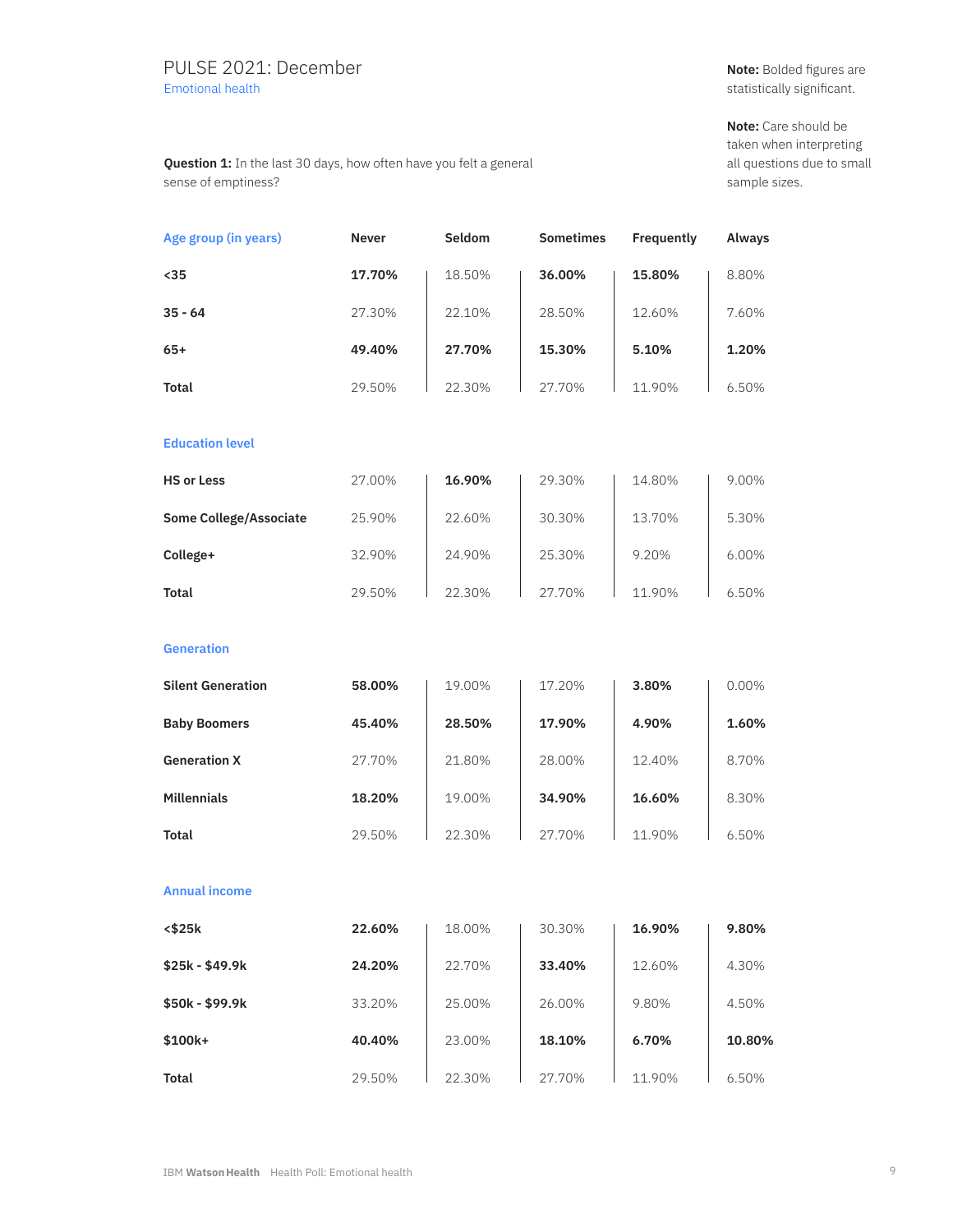# PULSE 2021: December

## Emotional health

**Note:** Bolded figures are statistically significant.

**Note:** Care should be taken when interpreting all questions due to small sample sizes.

**Question 1:** In the last 30 days, how often have you felt a general sense of emptiness?

| Age group (in years) | Never | Seldom | Sometimes | Frequently | Always |
|---|---|---|---|---|---|
| **<35** | **17.70%** | 18.50% | **36.00%** | **15.80%** | 8.80% |
| **35 - 64** | 27.30% | 22.10% | 28.50% | 12.60% | 7.60% |
| **65+** | **49.40%** | **27.70%** | **15.30%** | **5.10%** | **1.20%** |
| **Total** | 29.50% | 22.30% | 27.70% | 11.90% | 6.50% |

| Education level | Never | Seldom | Sometimes | Frequently | Always |
|---|---|---|---|---|---|
| **HS or Less** | 27.00% | **16.90%** | 29.30% | 14.80% | 9.00% |
| **Some College/Associate** | 25.90% | 22.60% | 30.30% | 13.70% | 5.30% |
| **College+** | 32.90% | 24.90% | 25.30% | 9.20% | 6.00% |
| **Total** | 29.50% | 22.30% | 27.70% | 11.90% | 6.50% |

| Generation | Never | Seldom | Sometimes | Frequently | Always |
|---|---|---|---|---|---|
| **Silent Generation** | **58.00%** | 19.00% | 17.20% | **3.80%** | 0.00% |
| **Baby Boomers** | **45.40%** | **28.50%** | **17.90%** | **4.90%** | **1.60%** |
| **Generation X** | 27.70% | 21.80% | 28.00% | 12.40% | 8.70% |
| **Millennials** | **18.20%** | 19.00% | **34.90%** | **16.60%** | 8.30% |
| **Total** | 29.50% | 22.30% | 27.70% | 11.90% | 6.50% |

| Annual income | Never | Seldom | Sometimes | Frequently | Always |
|---|---|---|---|---|---|
| **<$25k** | **22.60%** | 18.00% | 30.30% | **16.90%** | **9.80%** |
| **$25k - $49.9k** | **24.20%** | 22.70% | **33.40%** | 12.60% | 4.30% |
| **$50k - $99.9k** | 33.20% | 25.00% | 26.00% | 9.80% | 4.50% |
| **$100k+** | **40.40%** | 23.00% | **18.10%** | **6.70%** | **10.80%** |
| **Total** | 29.50% | 22.30% | 27.70% | 11.90% | 6.50% |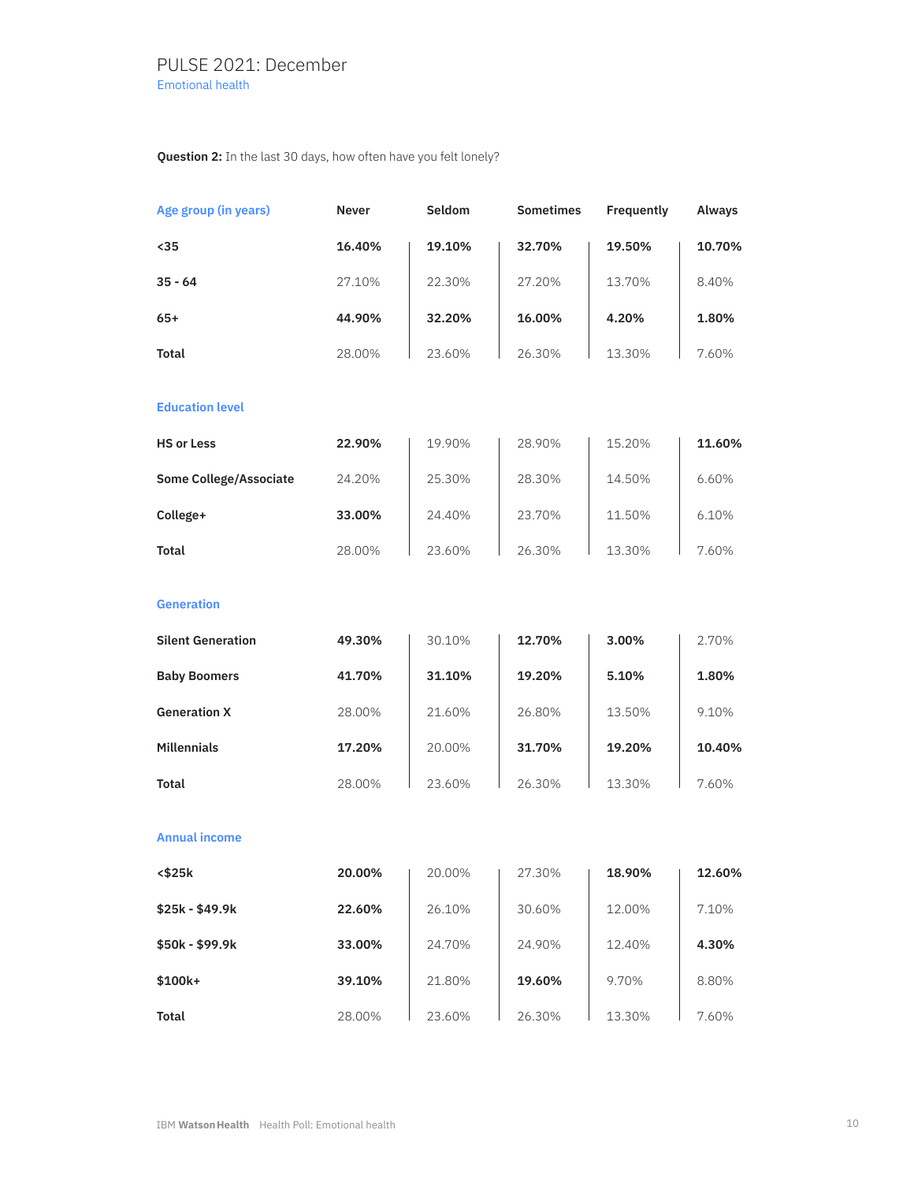PULSE 2021: December

Emotional health

**Question 2:** In the last 30 days, how often have you felt lonely?

| Age group (in years) | Never | Seldom | Sometimes | Frequently | Always |
|---|---|---|---|---|---|
| <35 | **16.40%** | **19.10%** | **32.70%** | **19.50%** | **10.70%** |
| 35 - 64 | 27.10% | 22.30% | 27.20% | 13.70% | 8.40% |
| 65+ | **44.90%** | **32.20%** | **16.00%** | **4.20%** | **1.80%** |
| Total | 28.00% | 23.60% | 26.30% | 13.30% | 7.60% |

| Education level | Never | Seldom | Sometimes | Frequently | Always |
|---|---|---|---|---|---|
| HS or Less | **22.90%** | 19.90% | 28.90% | 15.20% | **11.60%** |
| Some College/Associate | 24.20% | 25.30% | 28.30% | 14.50% | 6.60% |
| College+ | **33.00%** | 24.40% | 23.70% | 11.50% | 6.10% |
| Total | 28.00% | 23.60% | 26.30% | 13.30% | 7.60% |

| Generation | Never | Seldom | Sometimes | Frequently | Always |
|---|---|---|---|---|---|
| Silent Generation | **49.30%** | 30.10% | **12.70%** | **3.00%** | 2.70% |
| Baby Boomers | **41.70%** | **31.10%** | **19.20%** | **5.10%** | **1.80%** |
| Generation X | 28.00% | 21.60% | 26.80% | 13.50% | 9.10% |
| Millennials | **17.20%** | 20.00% | **31.70%** | **19.20%** | **10.40%** |
| Total | 28.00% | 23.60% | 26.30% | 13.30% | 7.60% |

| Annual income | Never | Seldom | Sometimes | Frequently | Always |
|---|---|---|---|---|---|
| <$25k | **20.00%** | 20.00% | 27.30% | **18.90%** | **12.60%** |
| $25k - $49.9k | **22.60%** | 26.10% | 30.60% | 12.00% | 7.10% |
| $50k - $99.9k | **33.00%** | 24.70% | 24.90% | 12.40% | **4.30%** |
| $100k+ | **39.10%** | 21.80% | **19.60%** | 9.70% | 8.80% |
| Total | 28.00% | 23.60% | 26.30% | 13.30% | 7.60% |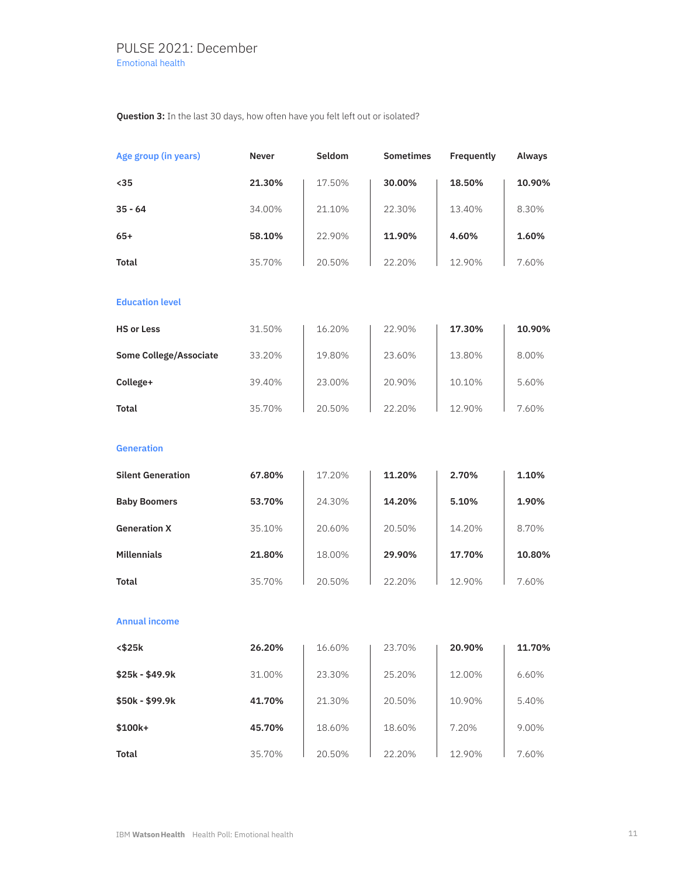# PULSE 2021: December

Emotional health

**Question 3:** In the last 30 days, how often have you felt left out or isolated?

| Age group (in years) | Never | Seldom | Sometimes | Frequently | Always |
|---|---|---|---|---|---|
| **<35** | **21.30%** | 17.50% | **30.00%** | **18.50%** | **10.90%** |
| **35 - 64** | 34.00% | 21.10% | 22.30% | 13.40% | 8.30% |
| **65+** | **58.10%** | 22.90% | **11.90%** | **4.60%** | **1.60%** |
| **Total** | 35.70% | 20.50% | 22.20% | 12.90% | 7.60% |

| Education level | | | | | |
|---|---|---|---|---|---|
| **HS or Less** | 31.50% | 16.20% | 22.90% | **17.30%** | **10.90%** |
| **Some College/Associate** | 33.20% | 19.80% | 23.60% | 13.80% | 8.00% |
| **College+** | 39.40% | 23.00% | 20.90% | 10.10% | 5.60% |
| **Total** | 35.70% | 20.50% | 22.20% | 12.90% | 7.60% |

| Generation | | | | | |
|---|---|---|---|---|---|
| **Silent Generation** | **67.80%** | 17.20% | **11.20%** | **2.70%** | **1.10%** |
| **Baby Boomers** | **53.70%** | 24.30% | **14.20%** | **5.10%** | **1.90%** |
| **Generation X** | 35.10% | 20.60% | 20.50% | 14.20% | 8.70% |
| **Millennials** | **21.80%** | 18.00% | **29.90%** | **17.70%** | **10.80%** |
| **Total** | 35.70% | 20.50% | 22.20% | 12.90% | 7.60% |

| Annual income | | | | | |
|---|---|---|---|---|---|
| **<$25k** | **26.20%** | 16.60% | 23.70% | **20.90%** | **11.70%** |
| **$25k - $49.9k** | 31.00% | 23.30% | 25.20% | 12.00% | 6.60% |
| **$50k - $99.9k** | **41.70%** | 21.30% | 20.50% | 10.90% | 5.40% |
| **$100k+** | **45.70%** | 18.60% | 18.60% | 7.20% | 9.00% |
| **Total** | 35.70% | 20.50% | 22.20% | 12.90% | 7.60% |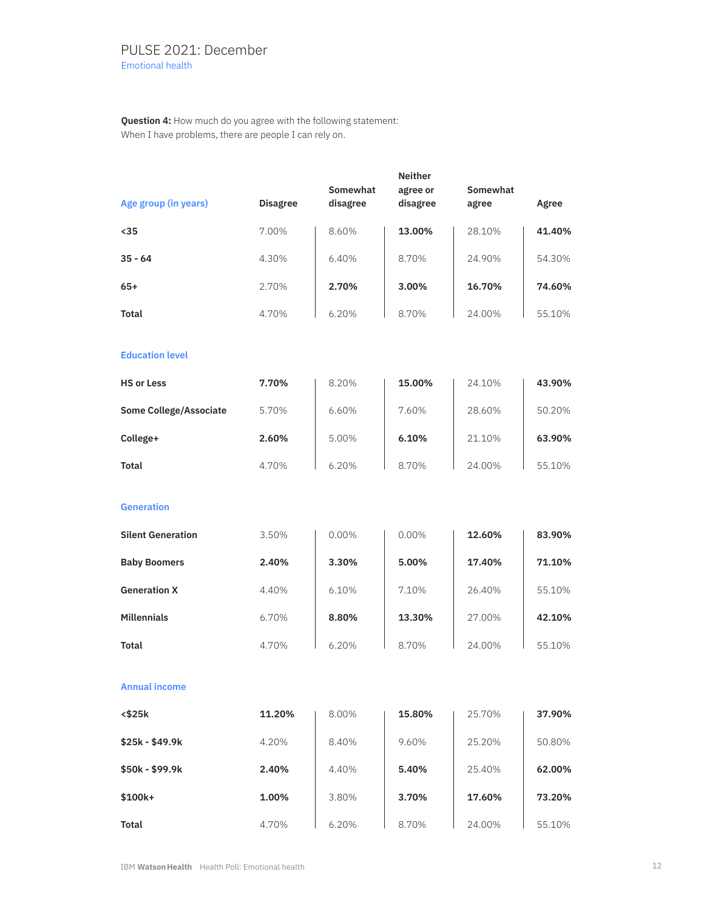# PULSE 2021: December

## Emotional health

**Question 4:** How much do you agree with the following statement:
When I have problems, there are people I can rely on.

| Age group (in years) | Disagree | Somewhat disagree | Neither agree or disagree | Somewhat agree | Agree |
|---|---|---|---|---|---|
| **<35** | 7.00% | 8.60% | **13.00%** | 28.10% | **41.40%** |
| **35 - 64** | 4.30% | 6.40% | 8.70% | 24.90% | 54.30% |
| **65+** | 2.70% | **2.70%** | **3.00%** | **16.70%** | **74.60%** |
| **Total** | 4.70% | 6.20% | 8.70% | 24.00% | 55.10% |

| Education level | Disagree | Somewhat disagree | Neither agree or disagree | Somewhat agree | Agree |
|---|---|---|---|---|---|
| **HS or Less** | **7.70%** | 8.20% | **15.00%** | 24.10% | **43.90%** |
| **Some College/Associate** | 5.70% | 6.60% | 7.60% | 28.60% | 50.20% |
| **College+** | **2.60%** | 5.00% | **6.10%** | 21.10% | **63.90%** |
| **Total** | 4.70% | 6.20% | 8.70% | 24.00% | 55.10% |

| Generation | Disagree | Somewhat disagree | Neither agree or disagree | Somewhat agree | Agree |
|---|---|---|---|---|---|
| **Silent Generation** | 3.50% | 0.00% | 0.00% | **12.60%** | **83.90%** |
| **Baby Boomers** | **2.40%** | **3.30%** | **5.00%** | **17.40%** | **71.10%** |
| **Generation X** | 4.40% | 6.10% | 7.10% | 26.40% | 55.10% |
| **Millennials** | 6.70% | **8.80%** | **13.30%** | 27.00% | **42.10%** |
| **Total** | 4.70% | 6.20% | 8.70% | 24.00% | 55.10% |

| Annual income | Disagree | Somewhat disagree | Neither agree or disagree | Somewhat agree | Agree |
|---|---|---|---|---|---|
| **<$25k** | **11.20%** | 8.00% | **15.80%** | 25.70% | **37.90%** |
| **$25k - $49.9k** | 4.20% | 8.40% | 9.60% | 25.20% | 50.80% |
| **$50k - $99.9k** | **2.40%** | 4.40% | **5.40%** | 25.40% | **62.00%** |
| **$100k+** | **1.00%** | 3.80% | **3.70%** | **17.60%** | **73.20%** |
| **Total** | 4.70% | 6.20% | 8.70% | 24.00% | 55.10% |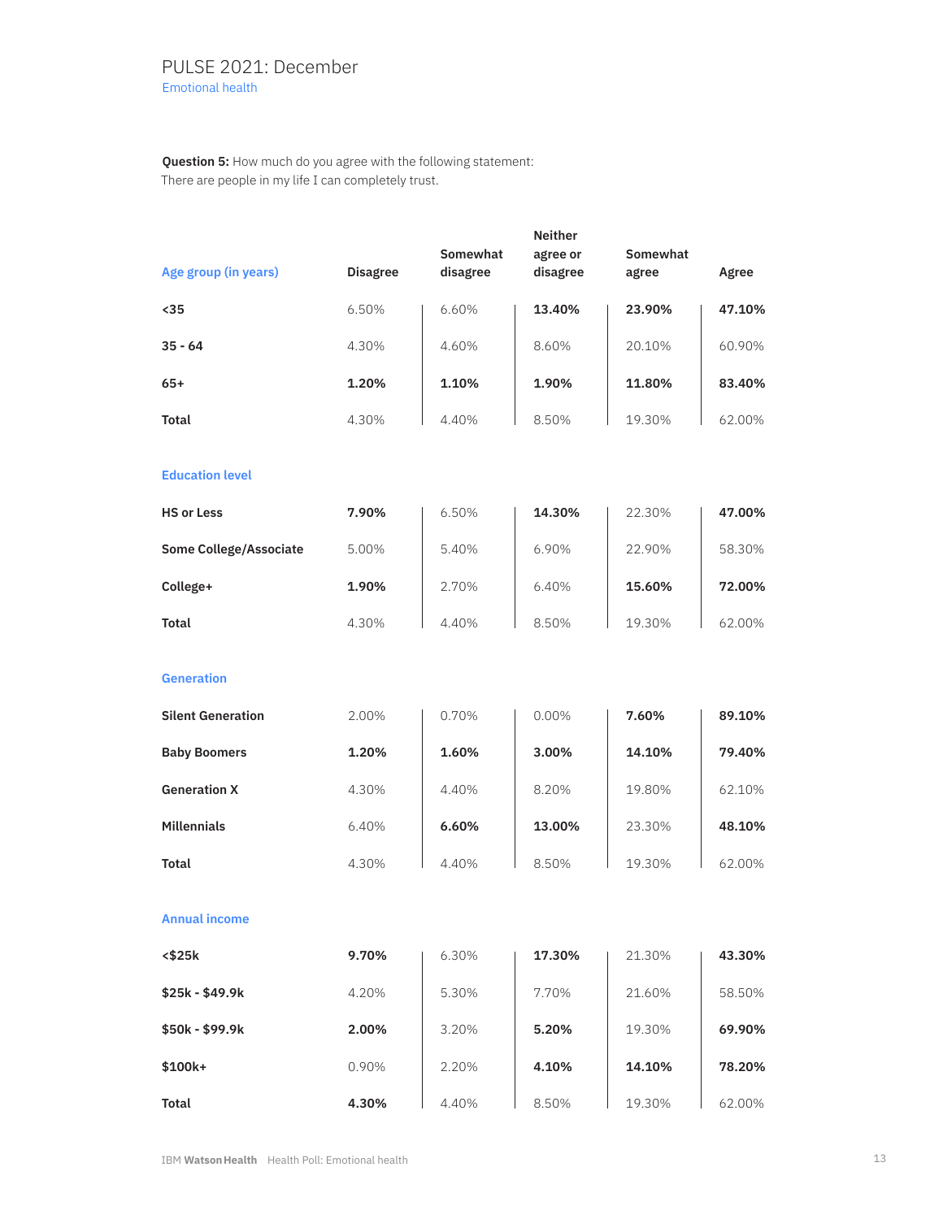PULSE 2021: December

Emotional health

**Question 5:** How much do you agree with the following statement:
There are people in my life I can completely trust.

| Age group (in years) | Disagree | Somewhat disagree | Neither agree or disagree | Somewhat agree | Agree |
|---|---|---|---|---|---|
| **<35** | 6.50% | 6.60% | **13.40%** | **23.90%** | **47.10%** |
| **35 - 64** | 4.30% | 4.60% | 8.60% | 20.10% | 60.90% |
| **65+** | **1.20%** | **1.10%** | **1.90%** | **11.80%** | **83.40%** |
| **Total** | 4.30% | 4.40% | 8.50% | 19.30% | 62.00% |

| Education level | Disagree | Somewhat disagree | Neither agree or disagree | Somewhat agree | Agree |
|---|---|---|---|---|---|
| **HS or Less** | **7.90%** | 6.50% | **14.30%** | 22.30% | **47.00%** |
| **Some College/Associate** | 5.00% | 5.40% | 6.90% | 22.90% | 58.30% |
| **College+** | **1.90%** | 2.70% | 6.40% | **15.60%** | **72.00%** |
| **Total** | 4.30% | 4.40% | 8.50% | 19.30% | 62.00% |

| Generation | Disagree | Somewhat disagree | Neither agree or disagree | Somewhat agree | Agree |
|---|---|---|---|---|---|
| **Silent Generation** | 2.00% | 0.70% | 0.00% | **7.60%** | **89.10%** |
| **Baby Boomers** | **1.20%** | **1.60%** | **3.00%** | **14.10%** | **79.40%** |
| **Generation X** | 4.30% | 4.40% | 8.20% | 19.80% | 62.10% |
| **Millennials** | 6.40% | **6.60%** | **13.00%** | 23.30% | **48.10%** |
| **Total** | 4.30% | 4.40% | 8.50% | 19.30% | 62.00% |

| Annual income | Disagree | Somewhat disagree | Neither agree or disagree | Somewhat agree | Agree |
|---|---|---|---|---|---|
| **<$25k** | **9.70%** | 6.30% | **17.30%** | 21.30% | **43.30%** |
| **$25k - $49.9k** | 4.20% | 5.30% | 7.70% | 21.60% | 58.50% |
| **$50k - $99.9k** | **2.00%** | 3.20% | **5.20%** | 19.30% | **69.90%** |
| **$100k+** | 0.90% | 2.20% | **4.10%** | **14.10%** | **78.20%** |
| **Total** | **4.30%** | 4.40% | 8.50% | 19.30% | 62.00% |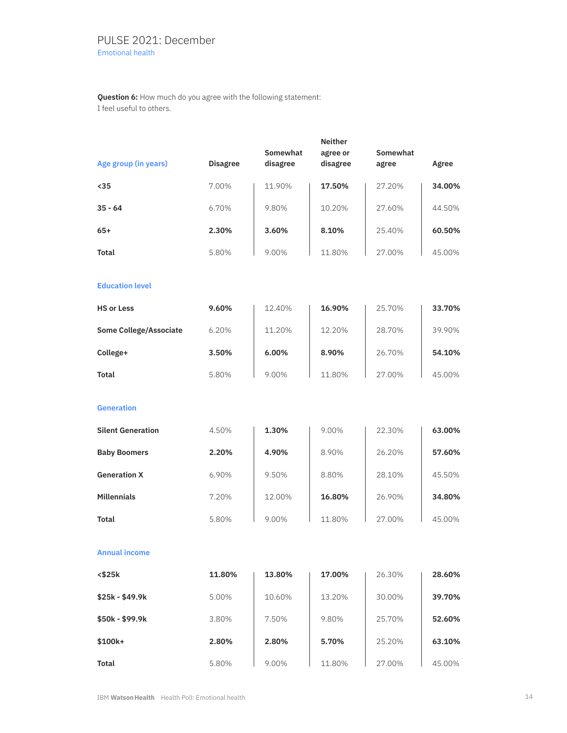# PULSE 2021: December

## Emotional health

**Question 6:** How much do you agree with the following statement:
I feel useful to others.

| Age group (in years) | Disagree | Somewhat disagree | Neither agree or disagree | Somewhat agree | Agree |
|---|---|---|---|---|---|
| **<35** | 7.00% | 11.90% | **17.50%** | 27.20% | **34.00%** |
| **35 - 64** | 6.70% | 9.80% | 10.20% | 27.60% | 44.50% |
| **65+** | **2.30%** | **3.60%** | **8.10%** | 25.40% | **60.50%** |
| **Total** | 5.80% | 9.00% | 11.80% | 27.00% | 45.00% |

| Education level | Disagree | Somewhat disagree | Neither agree or disagree | Somewhat agree | Agree |
|---|---|---|---|---|---|
| **HS or Less** | **9.60%** | 12.40% | **16.90%** | 25.70% | **33.70%** |
| **Some College/Associate** | 6.20% | 11.20% | 12.20% | 28.70% | 39.90% |
| **College+** | **3.50%** | **6.00%** | **8.90%** | 26.70% | **54.10%** |
| **Total** | 5.80% | 9.00% | 11.80% | 27.00% | 45.00% |

| Generation | Disagree | Somewhat disagree | Neither agree or disagree | Somewhat agree | Agree |
|---|---|---|---|---|---|
| **Silent Generation** | 4.50% | **1.30%** | 9.00% | 22.30% | **63.00%** |
| **Baby Boomers** | **2.20%** | **4.90%** | 8.90% | 26.20% | **57.60%** |
| **Generation X** | 6.90% | 9.50% | 8.80% | 28.10% | 45.50% |
| **Millennials** | 7.20% | 12.00% | **16.80%** | 26.90% | **34.80%** |
| **Total** | 5.80% | 9.00% | 11.80% | 27.00% | 45.00% |

| Annual income | Disagree | Somewhat disagree | Neither agree or disagree | Somewhat agree | Agree |
|---|---|---|---|---|---|
| **<$25k** | **11.80%** | **13.80%** | **17.00%** | 26.30% | **28.60%** |
| **$25k - $49.9k** | 5.00% | 10.60% | 13.20% | 30.00% | **39.70%** |
| **$50k - $99.9k** | 3.80% | 7.50% | 9.80% | 25.70% | **52.60%** |
| **$100k+** | **2.80%** | **2.80%** | **5.70%** | 25.20% | **63.10%** |
| **Total** | 5.80% | 9.00% | 11.80% | 27.00% | 45.00% |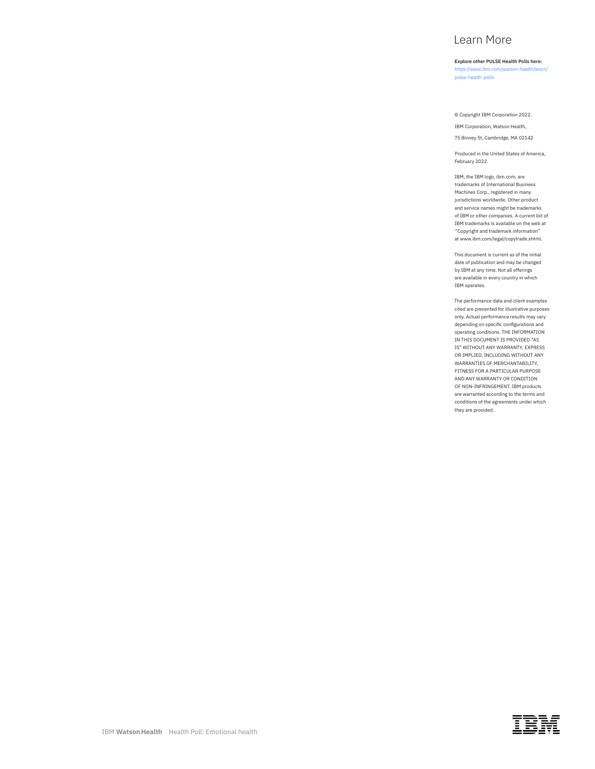## Learn More

**Explore other PULSE Health Polls here:**
https://www.ibm.com/watson-health/learn/pulse-health-polls

© Copyright IBM Corporation 2022.

IBM Corporation, Watson Health,

75 Binney St, Cambridge, MA 02142

Produced in the United States of America, February 2022.

IBM, the IBM logo, ibm.com, are trademarks of International Business Machines Corp., registered in many jurisdictions worldwide. Other product and service names might be trademarks of IBM or other companies. A current list of IBM trademarks is available on the web at "Copyright and trademark information" at www.ibm.com/legal/copytrade.shtml.

This document is current as of the initial date of publication and may be changed by IBM at any time. Not all offerings are available in every country in which IBM operates.

The performance data and client examples cited are presented for illustrative purposes only. Actual performance results may vary depending on specific configurations and operating conditions. THE INFORMATION IN THIS DOCUMENT IS PROVIDED "AS IS" WITHOUT ANY WARRANTY, EXPRESS OR IMPLIED, INCLUDING WITHOUT ANY WARRANTIES OF MERCHANTABILITY, FITNESS FOR A PARTICULAR PURPOSE AND ANY WARRANTY OR CONDITION OF NON-INFRINGEMENT. IBM products are warranted according to the terms and conditions of the agreements under which they are provided.